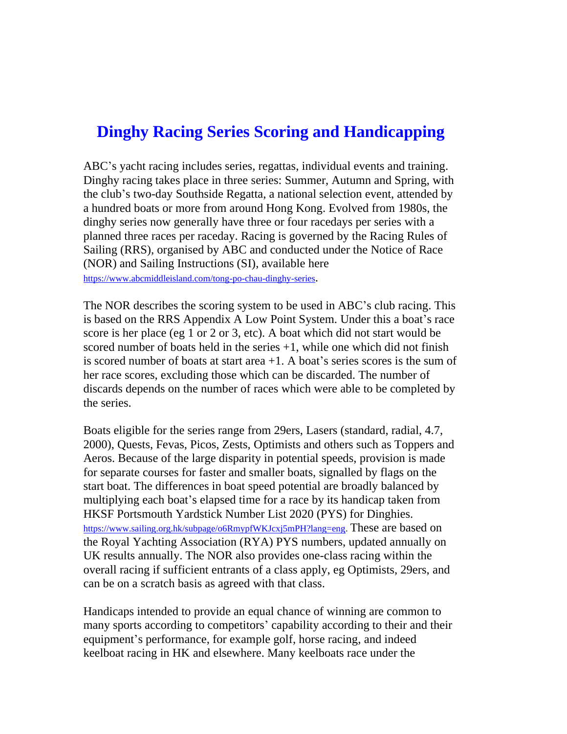# Dinghy Racing Series Scoring and Handicapping

ABC's yacht racing includes series, regattas, individual events and training. Dinghy racing takes place in three series: Summer, Autumn and Spring, with the club's two-day Southside Regatta, a national selection event, attended by a hundred boats or more from around Hong Kong. Evolved from 1980s, the dinghy series now generally have three or four racedays per series with a planned three races per raceday. Racing is governed by the Racing Rules of Sailing (RRS), organised by ABC and conducted under the Notice of Race (NOR) and Sailing Instructions (SI), available here https://www.abcmiddleisland.com/tong-po-chau-dinghy-series.

The NOR describes the scoring system to be used in ABC's club racing. This is based on the RRS Appendix A Low Point System. Under this a boat's race score is her place (eg 1 or 2 or 3, etc). A boat which did not start would be scored number of boats held in the series +1, while one which did not finish is scored number of boats at start area +1. A boat's series scores is the sum of her race scores, excluding those which can be discarded. The number of discards depends on the number of races which were able to be completed by the series.

Boats eligible for the series range from 29ers, Lasers (standard, radial, 4.7, 2000), Quests, Fevas, Picos, Zests, Optimists and others such as Toppers and Aeros. Because of the large disparity in potential speeds, provision is made for separate courses for faster and smaller boats, signalled by flags on the start boat. The differences in boat speed potential are broadly balanced by multiplying each boat's elapsed time for a race by its handicap taken from HKSF Portsmouth Yardstick Number List 2020 (PYS) for Dinghies. https://www.sailing.org.hk/subpage/o6RmypfWKJcxj5mPH?lang=eng. These are based on the Royal Yachting Association (RYA) PYS numbers, updated annually on UK results annually. The NOR also provides one-class racing within the overall racing if sufficient entrants of a class apply, eg Optimists, 29ers, and can be on a scratch basis as agreed with that class.

Handicaps intended to provide an equal chance of winning are common to many sports according to competitors' capability according to their and their equipment's performance, for example golf, horse racing, and indeed keelboat racing in HK and elsewhere. Many keelboats race under the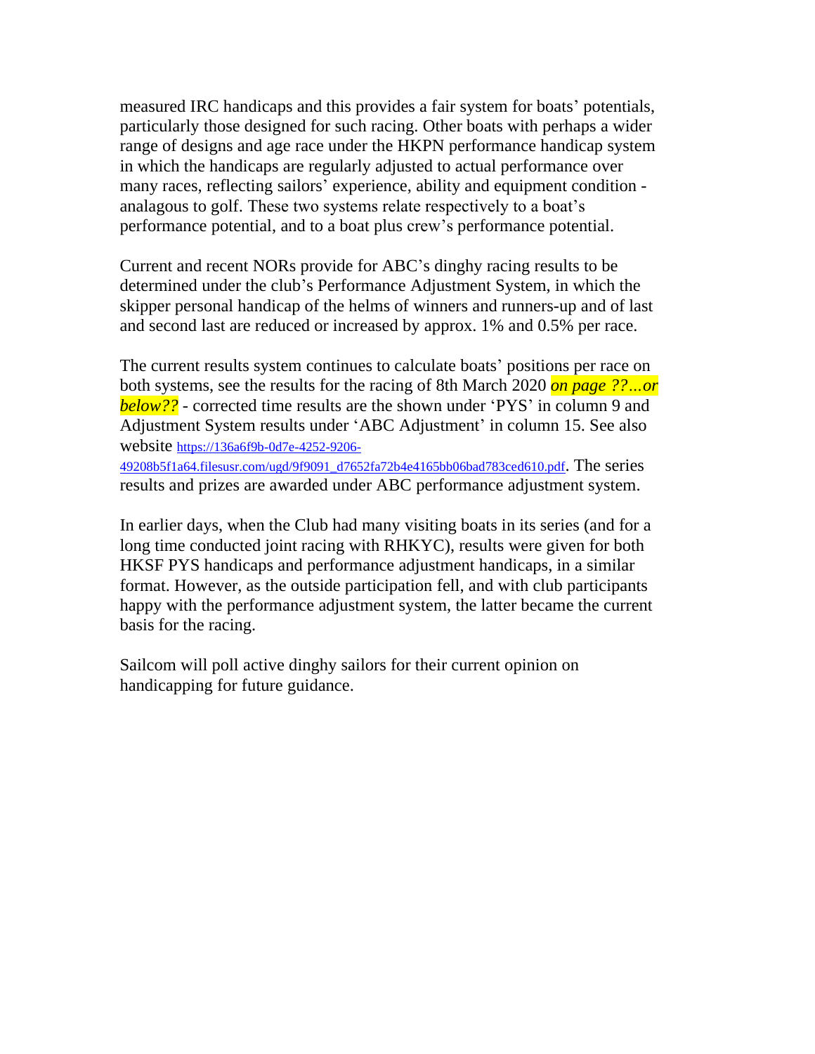measured IRC handicaps and this provides a fair system for boats' potentials, particularly those designed for such racing. Other boats with perhaps a wider range of designs and age race under the HKPN performance handicap system in which the handicaps are regularly adjusted to actual performance over many races, reflecting sailors' experience, ability and equipment condition - analagous to golf. These two systems relate respectively to a boat's performance potential, and to a boat plus crew's performance potential.

Current and recent NORs provide for ABC's dinghy racing results to be determined under the club's Performance Adjustment System, in which the skipper personal handicap of the helms of winners and runners-up and of last and second last are reduced or increased by approx. 1% and 0.5% per race.

The current results system continues to calculate boats' positions per race on both systems, see the results for the racing of 8th March 2020 ***on page ??...or below??*** - corrected time results are the shown under 'PYS' in column 9 and Adjustment System results under 'ABC Adjustment' in column 15. See also website https://136a6f9b-0d7e-4252-9206-49208b5f1a64.filesusr.com/ugd/9f9091_d7652fa72b4e4165bb06bad783ced610.pdf. The series results and prizes are awarded under ABC performance adjustment system.

In earlier days, when the Club had many visiting boats in its series (and for a long time conducted joint racing with RHKYC), results were given for both HKSF PYS handicaps and performance adjustment handicaps, in a similar format. However, as the outside participation fell, and with club participants happy with the performance adjustment system, the latter became the current basis for the racing.

Sailcom will poll active dinghy sailors for their current opinion on handicapping for future guidance.